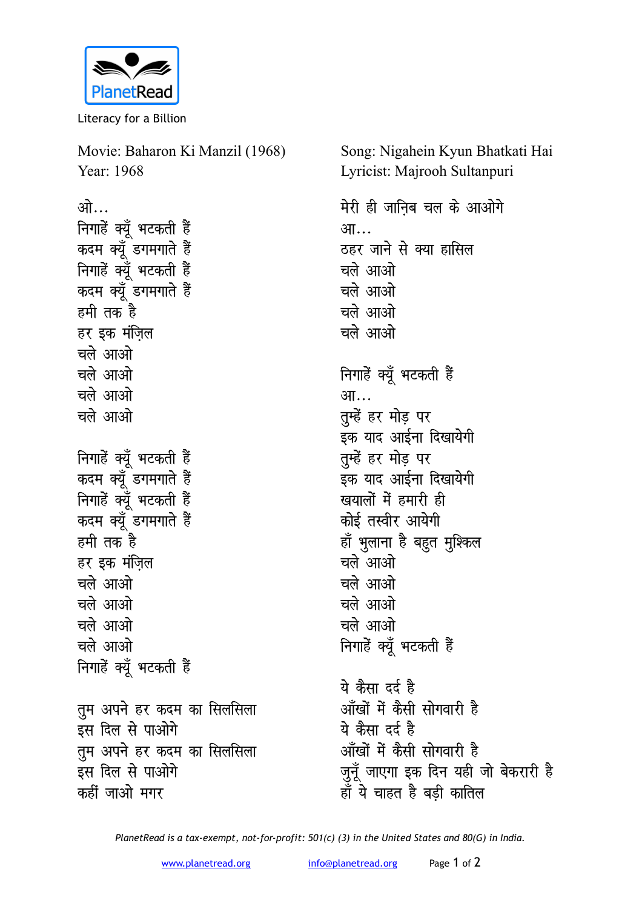PlanetRead

Literacy for a Billion

Movie: Baharon Ki Manzil (1968)
Year: 1968

Song: Nigahein Kyun Bhatkati Hai
Lyricist: Majrooh Sultanpuri

ओ…
निगाहें क्यूँ भटकती हैं
कदम क्यूँ डगमगाते हैं
निगाहें क्यूँ भटकती हैं
कदम क्यूँ डगमगाते हैं
हमी तक है
हर इक मंज़िल
चले आओ
चले आओ
चले आओ
चले आओ

निगाहें क्यूँ भटकती हैं
कदम क्यूँ डगमगाते हैं
निगाहें क्यूँ भटकती हैं
कदम क्यूँ डगमगाते हैं
हमी तक है
हर इक मंज़िल
चले आओ
चले आओ
चले आओ
चले आओ
निगाहें क्यूँ भटकती हैं

तुम अपने हर कदम का सिलसिला
इस दिल से पाओगे
तुम अपने हर कदम का सिलसिला
इस दिल से पाओगे
कहीं जाओ मगर
मेरी ही जानिब चल के आओगे
आ…
ठहर जाने से क्या हासिल
चले आओ
चले आओ
चले आओ
चले आओ

निगाहें क्यूँ भटकती हैं
आ…
तुम्हें हर मोड़ पर
इक याद आईना दिखायेगी
तुम्हें हर मोड़ पर
इक याद आईना दिखायेगी
खयालों में हमारी ही
कोई तस्वीर आयेगी
हाँ भुलाना है बहुत मुश्किल
चले आओ
चले आओ
चले आओ
चले आओ
निगाहें क्यूँ भटकती हैं

ये कैसा दर्द है
आँखों में कैसी सोगवारी है
ये कैसा दर्द है
आँखों में कैसी सोगवारी है
जुनूँ जाएगा इक दिन यही जो बेकरारी है
हाँ ये चाहत है बड़ी कातिल

*PlanetRead is a tax-exempt, not-for-profit: 501(c) (3) in the United States and 80(G) in India.*

www.planetread.org info@planetread.org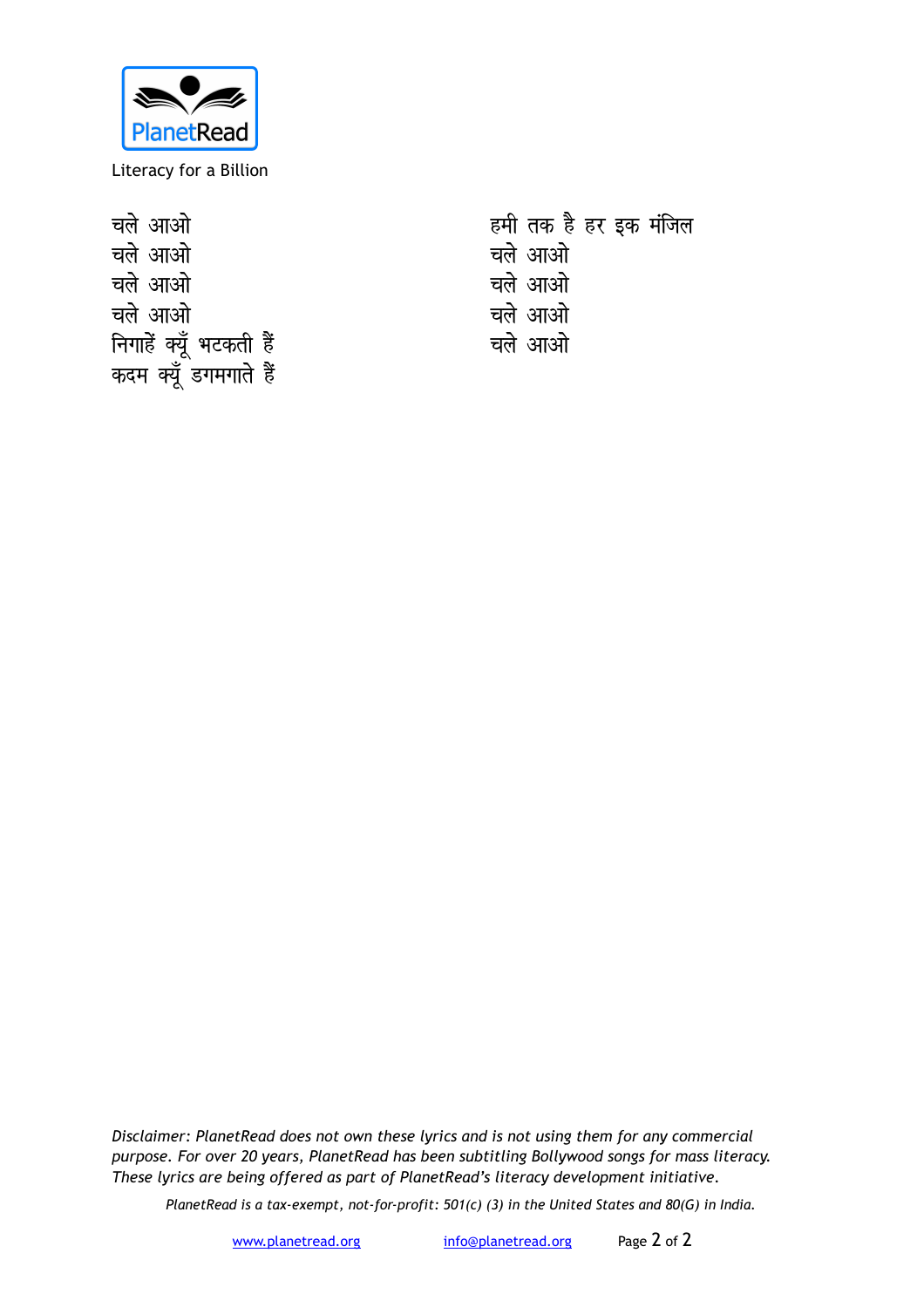PlanetRead

Literacy for a Billion

चले आओ
चले आओ
चले आओ
चले आओ
निगाहें क्यूँ भटकती हैं
कदम क्यूँ डगमगाते हैं

हमी तक है हर इक मंजिल
चले आओ
चले आओ
चले आओ
चले आओ

*Disclaimer: PlanetRead does not own these lyrics and is not using them for any commercial purpose. For over 20 years, PlanetRead has been subtitling Bollywood songs for mass literacy. These lyrics are being offered as part of PlanetRead's literacy development initiative.*

*PlanetRead is a tax-exempt, not-for-profit: 501(c) (3) in the United States and 80(G) in India.*

www.planetread.org info@planetread.org